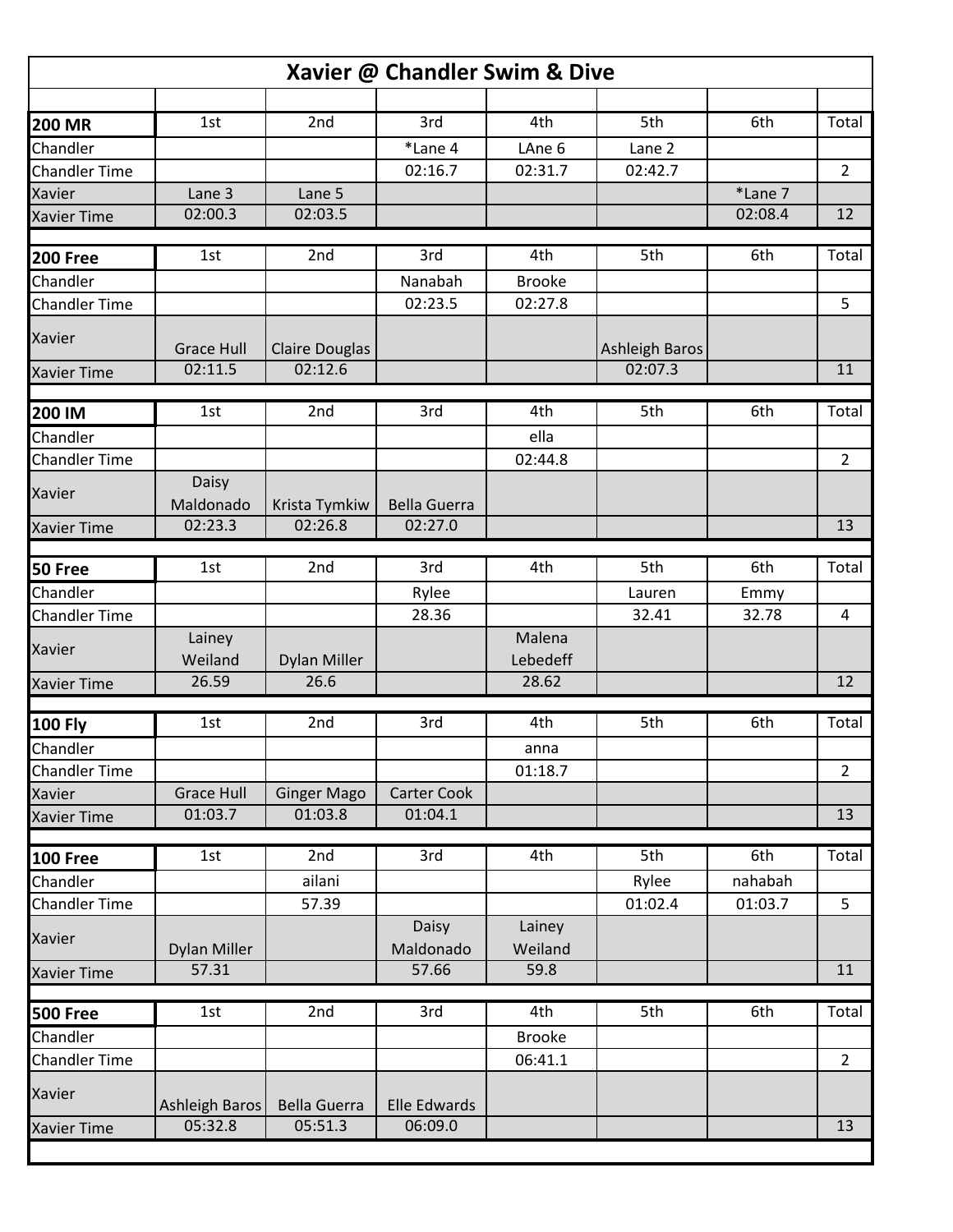# Xavier @ Chandler Swim & Dive

| 200 MR | 1st | 2nd | 3rd | 4th | 5th | 6th | Total |
|---|---|---|---|---|---|---|---|
| Chandler | | | *Lane 4 | LAne 6 | Lane 2 | | |
| Chandler Time | | | 02:16.7 | 02:31.7 | 02:42.7 | | 2 |
| Xavier | Lane 3 | Lane 5 | | | | *Lane 7 | |
| Xavier Time | 02:00.3 | 02:03.5 | | | | 02:08.4 | 12 |

| 200 Free | 1st | 2nd | 3rd | 4th | 5th | 6th | Total |
|---|---|---|---|---|---|---|---|
| Chandler | | | Nanabah | Brooke | | | |
| Chandler Time | | | 02:23.5 | 02:27.8 | | | 5 |
| Xavier | Grace Hull | Claire Douglas | | | Ashleigh Baros | | |
| Xavier Time | 02:11.5 | 02:12.6 | | | 02:07.3 | | 11 |

| 200 IM | 1st | 2nd | 3rd | 4th | 5th | 6th | Total |
|---|---|---|---|---|---|---|---|
| Chandler | | | | ella | | | |
| Chandler Time | | | | 02:44.8 | | | 2 |
| Xavier | Daisy Maldonado | Krista Tymkiw | Bella Guerra | | | | |
| Xavier Time | 02:23.3 | 02:26.8 | 02:27.0 | | | | 13 |

| 50 Free | 1st | 2nd | 3rd | 4th | 5th | 6th | Total |
|---|---|---|---|---|---|---|---|
| Chandler | | | Rylee | | Lauren | Emmy | |
| Chandler Time | | | 28.36 | | 32.41 | 32.78 | 4 |
| Xavier | Lainey Weiland | Dylan Miller | | Malena Lebedeff | | | |
| Xavier Time | 26.59 | 26.6 | | 28.62 | | | 12 |

| 100 Fly | 1st | 2nd | 3rd | 4th | 5th | 6th | Total |
|---|---|---|---|---|---|---|---|
| Chandler | | | | anna | | | |
| Chandler Time | | | | 01:18.7 | | | 2 |
| Xavier | Grace Hull | Ginger Mago | Carter Cook | | | | |
| Xavier Time | 01:03.7 | 01:03.8 | 01:04.1 | | | | 13 |

| 100 Free | 1st | 2nd | 3rd | 4th | 5th | 6th | Total |
|---|---|---|---|---|---|---|---|
| Chandler | | ailani | | | Rylee | nahabah | |
| Chandler Time | | 57.39 | | | 01:02.4 | 01:03.7 | 5 |
| Xavier | Dylan Miller | | Daisy Maldonado | Lainey Weiland | | | |
| Xavier Time | 57.31 | | 57.66 | 59.8 | | | 11 |

| 500 Free | 1st | 2nd | 3rd | 4th | 5th | 6th | Total |
|---|---|---|---|---|---|---|---|
| Chandler | | | | Brooke | | | |
| Chandler Time | | | | 06:41.1 | | | 2 |
| Xavier | Ashleigh Baros | Bella Guerra | Elle Edwards | | | | |
| Xavier Time | 05:32.8 | 05:51.3 | 06:09.0 | | | | 13 |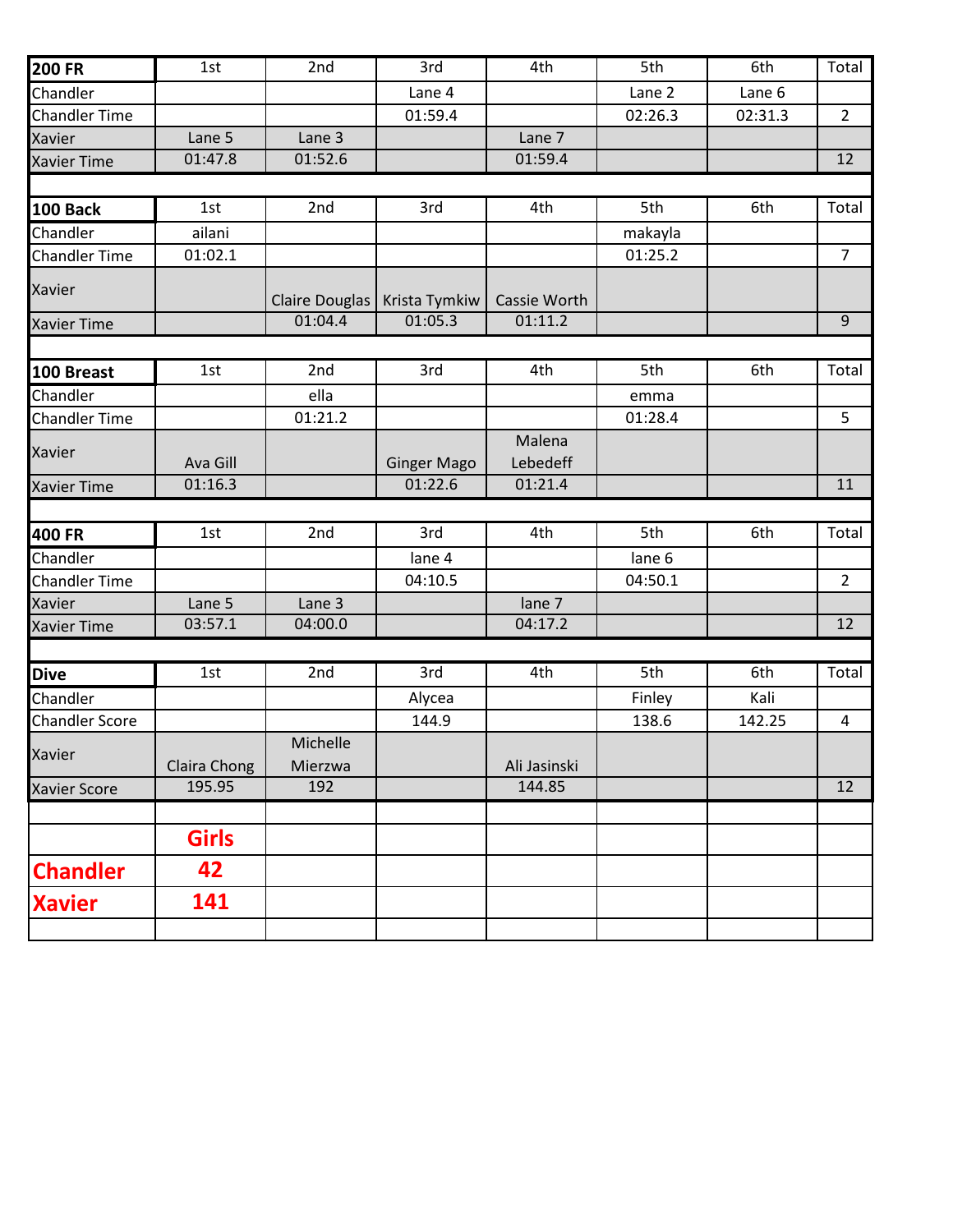| 200 FR | 1st | 2nd | 3rd | 4th | 5th | 6th | Total |
|---|---|---|---|---|---|---|---|
| Chandler | | | Lane 4 | | Lane 2 | Lane 6 | |
| Chandler Time | | | 01:59.4 | | 02:26.3 | 02:31.3 | 2 |
| Xavier | Lane 5 | Lane 3 | | Lane 7 | | | |
| Xavier Time | 01:47.8 | 01:52.6 | | 01:59.4 | | | 12 |

| 100 Back | 1st | 2nd | 3rd | 4th | 5th | 6th | Total |
|---|---|---|---|---|---|---|---|
| Chandler | ailani | | | | makayla | | |
| Chandler Time | 01:02.1 | | | | 01:25.2 | | 7 |
| Xavier | | Claire Douglas | Krista Tymkiw | Cassie Worth | | | |
| Xavier Time | | 01:04.4 | 01:05.3 | 01:11.2 | | | 9 |

| 100 Breast | 1st | 2nd | 3rd | 4th | 5th | 6th | Total |
|---|---|---|---|---|---|---|---|
| Chandler | | ella | | | emma | | |
| Chandler Time | | 01:21.2 | | | 01:28.4 | | 5 |
| Xavier | Ava Gill | | Ginger Mago | Malena Lebedeff | | | |
| Xavier Time | 01:16.3 | | 01:22.6 | 01:21.4 | | | 11 |

| 400 FR | 1st | 2nd | 3rd | 4th | 5th | 6th | Total |
|---|---|---|---|---|---|---|---|
| Chandler | | | lane 4 | | lane 6 | | |
| Chandler Time | | | 04:10.5 | | 04:50.1 | | 2 |
| Xavier | Lane 5 | Lane 3 | | lane 7 | | | |
| Xavier Time | 03:57.1 | 04:00.0 | | 04:17.2 | | | 12 |

| Dive | 1st | 2nd | 3rd | 4th | 5th | 6th | Total |
|---|---|---|---|---|---|---|---|
| Chandler | | | Alycea | | Finley | Kali | |
| Chandler Score | | | 144.9 | | 138.6 | 142.25 | 4 |
| Xavier | Claira Chong | Michelle Mierzwa | | Ali Jasinski | | | |
| Xavier Score | 195.95 | 192 | | 144.85 | | | 12 |

| | Girls |
|---|---|
| **Chandler** | **42** |
| **Xavier** | **141** |